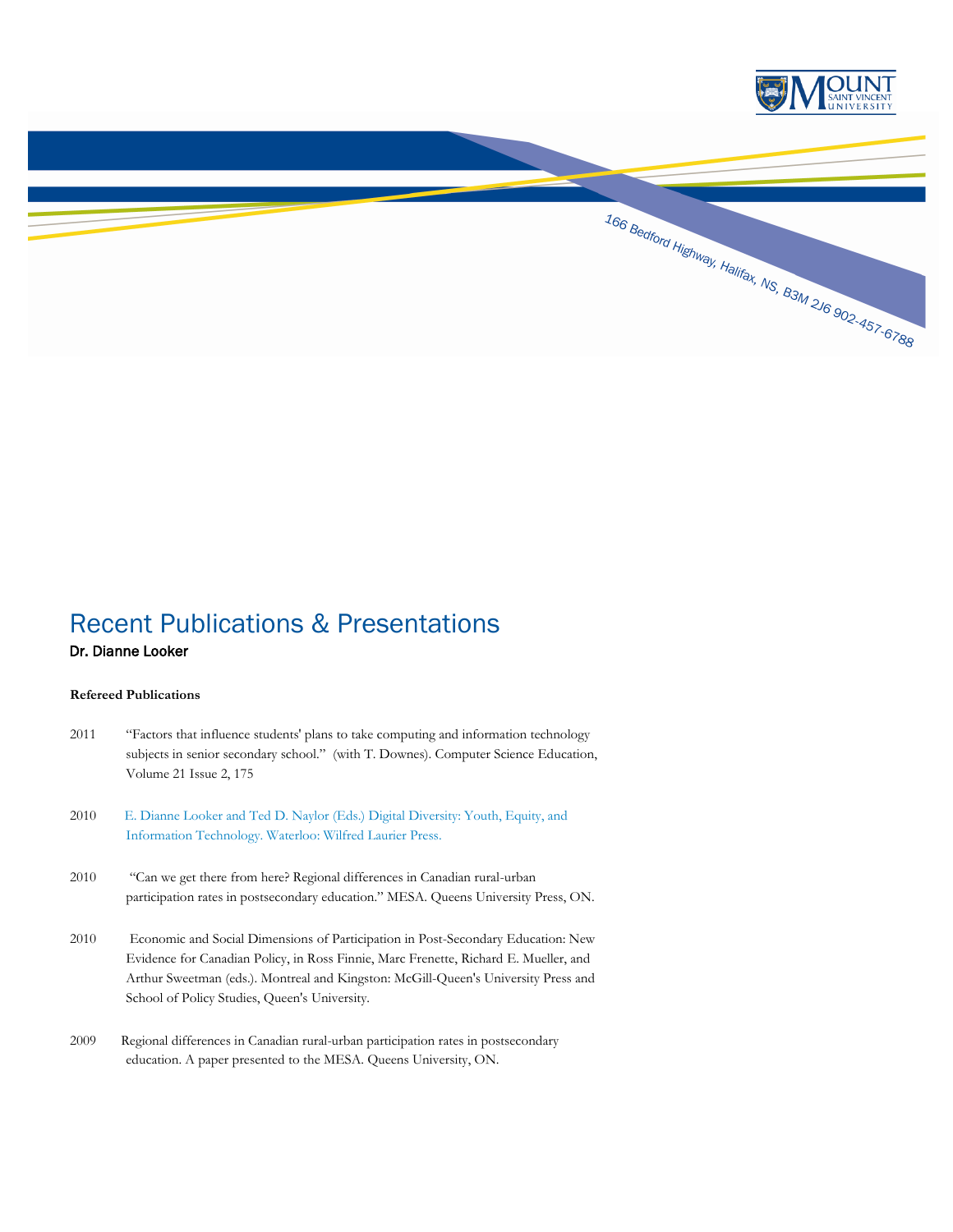Mount Saint Vincent University

166 Bedford Highway, Halifax, NS, B3M 2J6 902-457-6788

# Recent Publications & Presentations

**Dr. Dianne Looker**

**Refereed Publications**

2011 "Factors that influence students' plans to take computing and information technology subjects in senior secondary school." (with T. Downes). Computer Science Education, Volume 21 Issue 2, 175

2010 E. Dianne Looker and Ted D. Naylor (Eds.) Digital Diversity: Youth, Equity, and Information Technology. Waterloo: Wilfred Laurier Press.

2010 "Can we get there from here? Regional differences in Canadian rural-urban participation rates in postsecondary education." MESA. Queens University Press, ON.

2010 Economic and Social Dimensions of Participation in Post-Secondary Education: New Evidence for Canadian Policy, in Ross Finnie, Marc Frenette, Richard E. Mueller, and Arthur Sweetman (eds.). Montreal and Kingston: McGill-Queen's University Press and School of Policy Studies, Queen's University.

2009 Regional differences in Canadian rural-urban participation rates in postsecondary education. A paper presented to the MESA. Queens University, ON.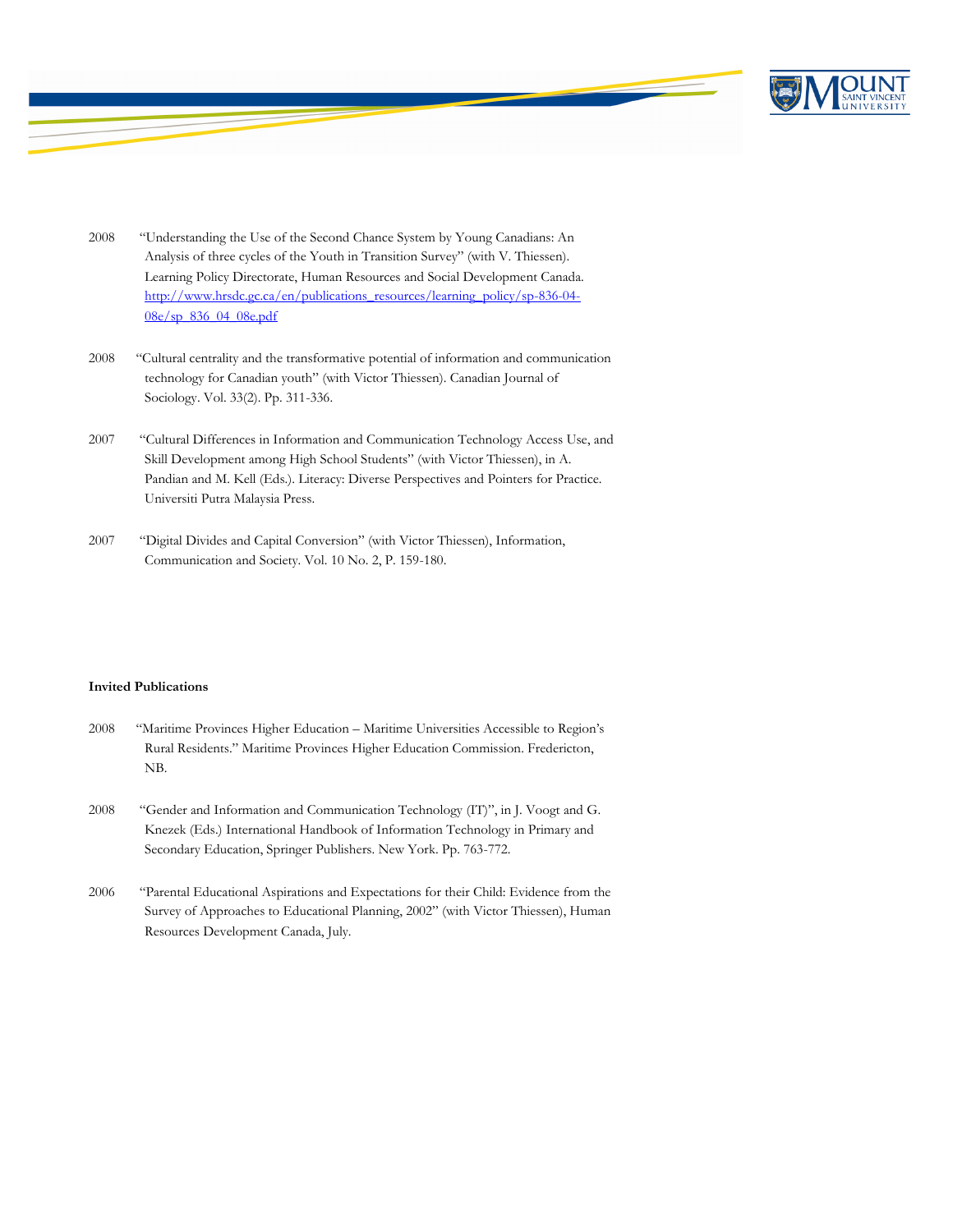2008 "Understanding the Use of the Second Chance System by Young Canadians: An Analysis of three cycles of the Youth in Transition Survey" (with V. Thiessen). Learning Policy Directorate, Human Resources and Social Development Canada. http://www.hrsdc.gc.ca/en/publications_resources/learning_policy/sp-836-04-08e/sp_836_04_08e.pdf

2008 "Cultural centrality and the transformative potential of information and communication technology for Canadian youth" (with Victor Thiessen). Canadian Journal of Sociology. Vol. 33(2). Pp. 311-336.

2007 "Cultural Differences in Information and Communication Technology Access Use, and Skill Development among High School Students" (with Victor Thiessen), in A. Pandian and M. Kell (Eds.). Literacy: Diverse Perspectives and Pointers for Practice. Universiti Putra Malaysia Press.

2007 "Digital Divides and Capital Conversion" (with Victor Thiessen), Information, Communication and Society. Vol. 10 No. 2, P. 159-180.

**Invited Publications**

2008 "Maritime Provinces Higher Education – Maritime Universities Accessible to Region's Rural Residents." Maritime Provinces Higher Education Commission. Fredericton, NB.

2008 "Gender and Information and Communication Technology (IT)", in J. Voogt and G. Knezek (Eds.) International Handbook of Information Technology in Primary and Secondary Education, Springer Publishers. New York. Pp. 763-772.

2006 "Parental Educational Aspirations and Expectations for their Child: Evidence from the Survey of Approaches to Educational Planning, 2002" (with Victor Thiessen), Human Resources Development Canada, July.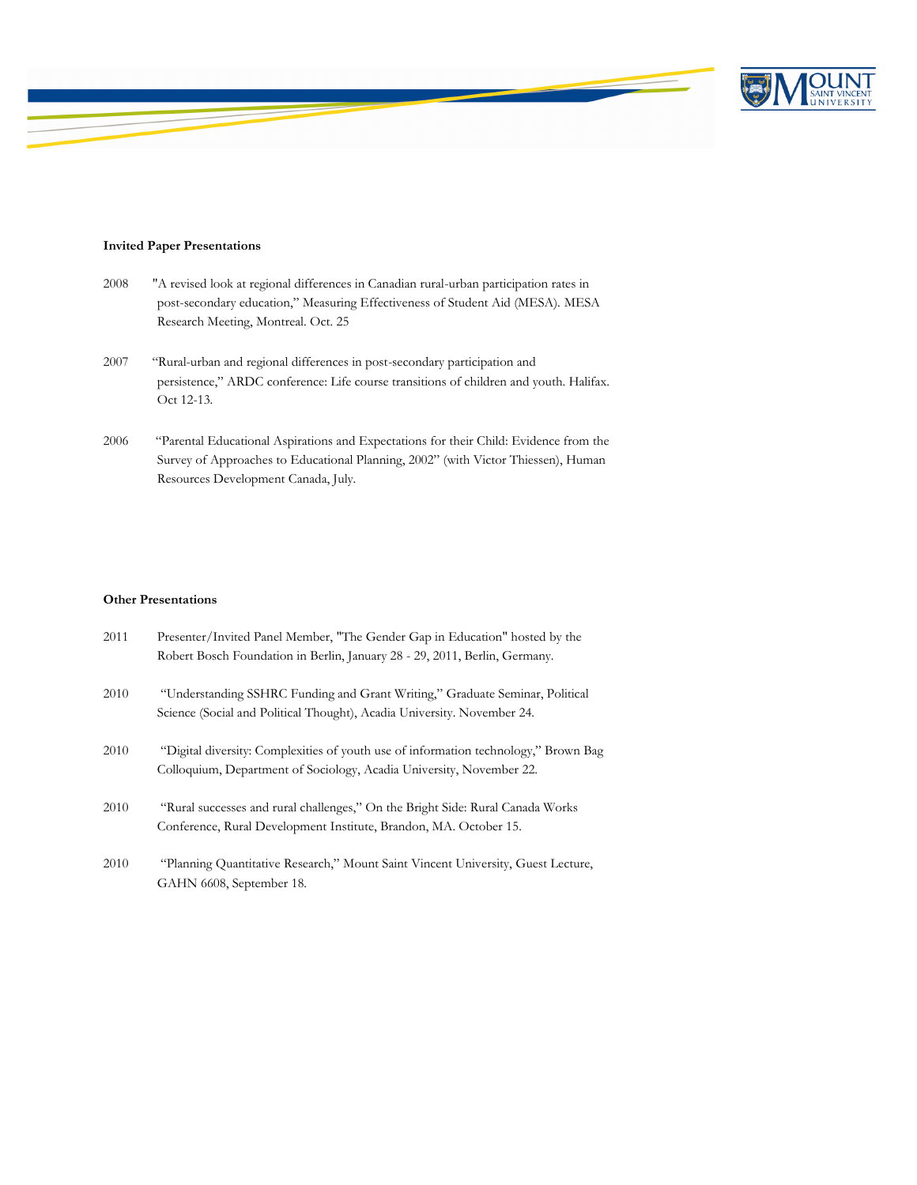**Invited Paper Presentations**

2008 "A revised look at regional differences in Canadian rural-urban participation rates in post-secondary education," Measuring Effectiveness of Student Aid (MESA). MESA Research Meeting, Montreal. Oct. 25

2007 "Rural-urban and regional differences in post-secondary participation and persistence," ARDC conference: Life course transitions of children and youth. Halifax. Oct 12-13.

2006 "Parental Educational Aspirations and Expectations for their Child: Evidence from the Survey of Approaches to Educational Planning, 2002" (with Victor Thiessen), Human Resources Development Canada, July.

**Other Presentations**

2011 Presenter/Invited Panel Member, "The Gender Gap in Education" hosted by the Robert Bosch Foundation in Berlin, January 28 - 29, 2011, Berlin, Germany.

2010 "Understanding SSHRC Funding and Grant Writing," Graduate Seminar, Political Science (Social and Political Thought), Acadia University. November 24.

2010 "Digital diversity: Complexities of youth use of information technology," Brown Bag Colloquium, Department of Sociology, Acadia University, November 22.

2010 "Rural successes and rural challenges," On the Bright Side: Rural Canada Works Conference, Rural Development Institute, Brandon, MA. October 15.

2010 "Planning Quantitative Research," Mount Saint Vincent University, Guest Lecture, GAHN 6608, September 18.